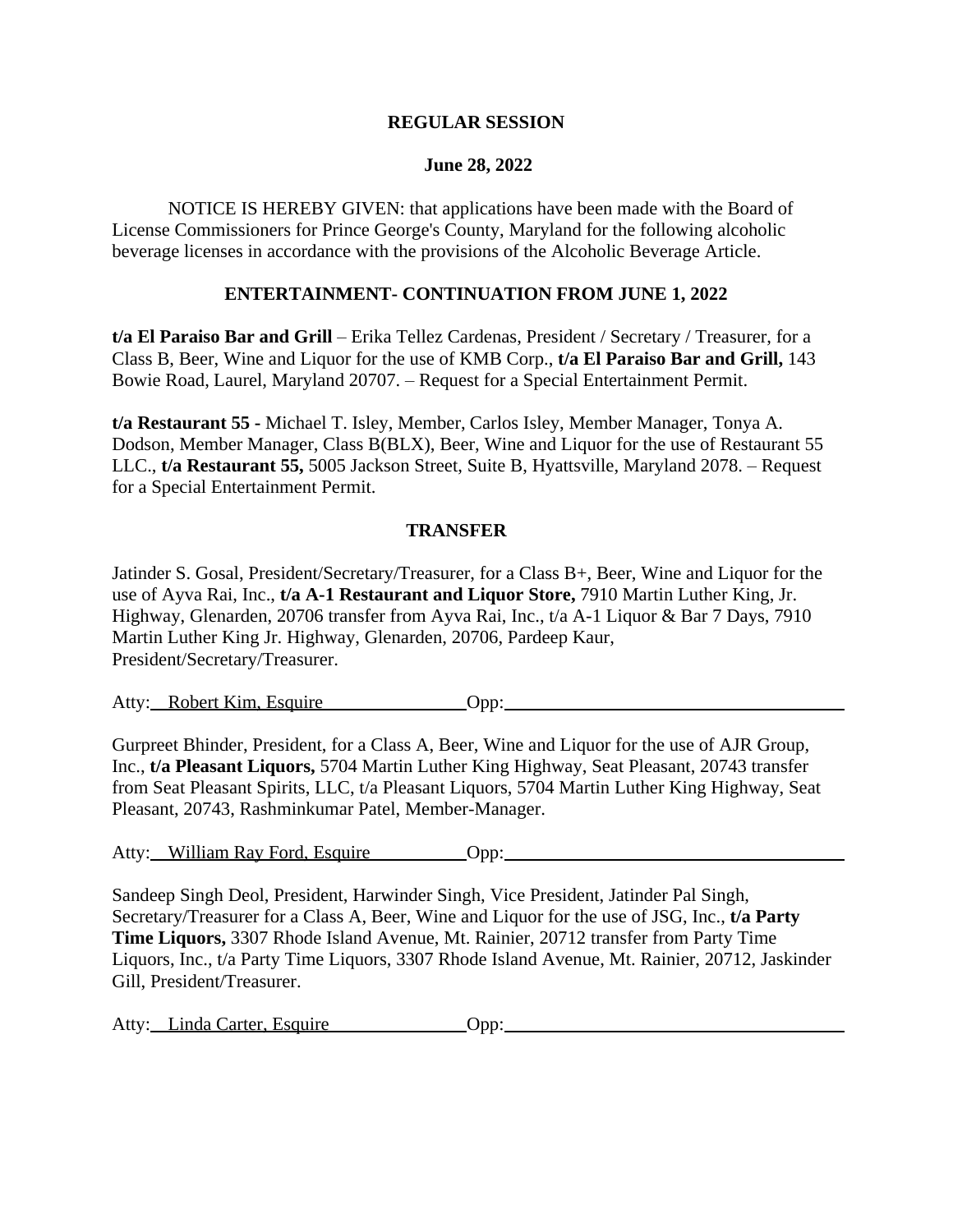**REGULAR SESSION**

**June 28, 2022**

NOTICE IS HEREBY GIVEN: that applications have been made with the Board of License Commissioners for Prince George's County, Maryland for the following alcoholic beverage licenses in accordance with the provisions of the Alcoholic Beverage Article.

**ENTERTAINMENT- CONTINUATION FROM JUNE 1, 2022**

**t/a El Paraiso Bar and Grill** – Erika Tellez Cardenas, President / Secretary / Treasurer, for a Class B, Beer, Wine and Liquor for the use of KMB Corp., **t/a El Paraiso Bar and Grill,** 143 Bowie Road, Laurel, Maryland 20707. – Request for a Special Entertainment Permit.

**t/a Restaurant 55 -** Michael T. Isley, Member, Carlos Isley, Member Manager, Tonya A. Dodson, Member Manager, Class B(BLX), Beer, Wine and Liquor for the use of Restaurant 55 LLC., **t/a Restaurant 55,** 5005 Jackson Street, Suite B, Hyattsville, Maryland 2078. – Request for a Special Entertainment Permit.

**TRANSFER**

Jatinder S. Gosal, President/Secretary/Treasurer, for a Class B+, Beer, Wine and Liquor for the use of Ayva Rai, Inc., **t/a A-1 Restaurant and Liquor Store,** 7910 Martin Luther King, Jr. Highway, Glenarden, 20706 transfer from Ayva Rai, Inc., t/a A-1 Liquor & Bar 7 Days, 7910 Martin Luther King Jr. Highway, Glenarden, 20706, Pardeep Kaur, President/Secretary/Treasurer.

Atty: Robert Kim, Esquire Opp: ____________________

Gurpreet Bhinder, President, for a Class A, Beer, Wine and Liquor for the use of AJR Group, Inc., **t/a Pleasant Liquors,** 5704 Martin Luther King Highway, Seat Pleasant, 20743 transfer from Seat Pleasant Spirits, LLC, t/a Pleasant Liquors, 5704 Martin Luther King Highway, Seat Pleasant, 20743, Rashminkumar Patel, Member-Manager.

Atty: William Ray Ford, Esquire Opp: ____________________

Sandeep Singh Deol, President, Harwinder Singh, Vice President, Jatinder Pal Singh, Secretary/Treasurer for a Class A, Beer, Wine and Liquor for the use of JSG, Inc., **t/a Party Time Liquors,** 3307 Rhode Island Avenue, Mt. Rainier, 20712 transfer from Party Time Liquors, Inc., t/a Party Time Liquors, 3307 Rhode Island Avenue, Mt. Rainier, 20712, Jaskinder Gill, President/Treasurer.

Atty: Linda Carter, Esquire Opp: ____________________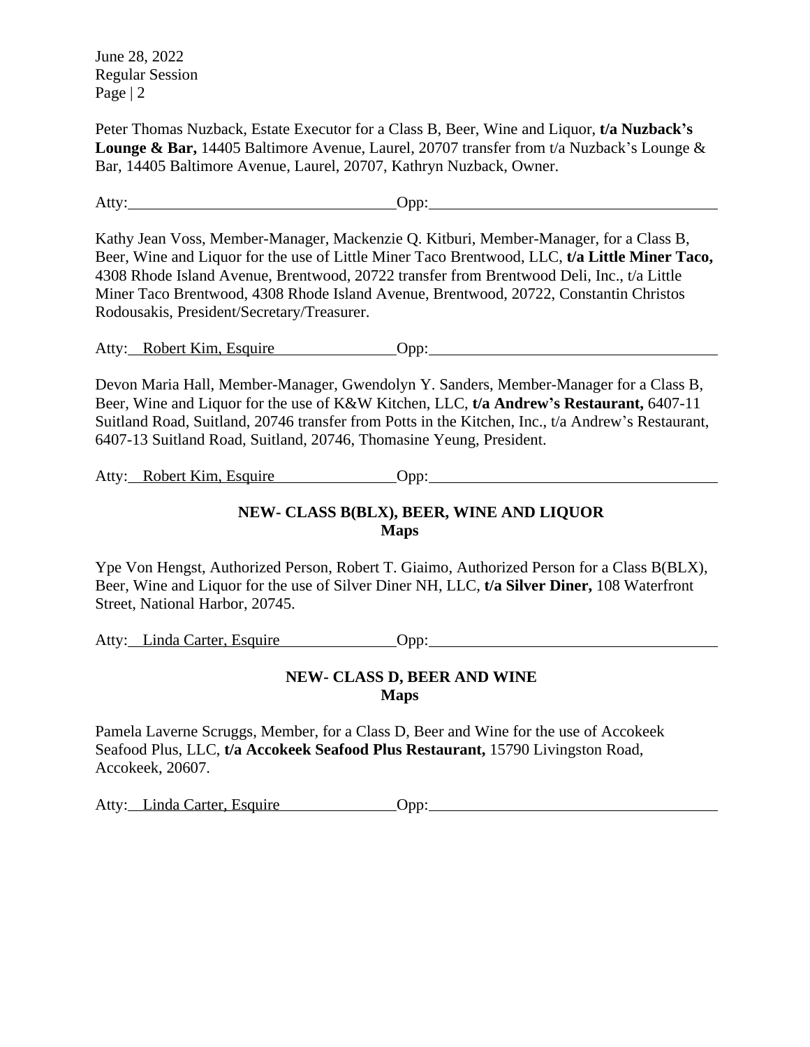Peter Thomas Nuzback, Estate Executor for a Class B, Beer, Wine and Liquor, **t/a Nuzback's Lounge & Bar,** 14405 Baltimore Avenue, Laurel, 20707 transfer from t/a Nuzback's Lounge & Bar, 14405 Baltimore Avenue, Laurel, 20707, Kathryn Nuzback, Owner.

Atty:\_\_\_\_\_\_\_\_\_\_\_\_\_\_\_\_\_\_\_\_\_\_\_\_\_\_\_\_\_\_\_\_Opp:\_\_\_\_\_\_\_\_\_\_\_\_\_\_\_\_\_\_\_\_\_\_\_\_\_\_\_\_\_\_\_\_

Kathy Jean Voss, Member-Manager, Mackenzie Q. Kitburi, Member-Manager, for a Class B, Beer, Wine and Liquor for the use of Little Miner Taco Brentwood, LLC, **t/a Little Miner Taco,** 4308 Rhode Island Avenue, Brentwood, 20722 transfer from Brentwood Deli, Inc., t/a Little Miner Taco Brentwood, 4308 Rhode Island Avenue, Brentwood, 20722, Constantin Christos Rodousakis, President/Secretary/Treasurer.

Atty: Robert Kim, Esquire Opp:\_\_\_\_\_\_\_\_\_\_\_\_\_\_\_\_\_\_\_\_\_\_\_\_\_\_\_\_\_\_\_\_

Devon Maria Hall, Member-Manager, Gwendolyn Y. Sanders, Member-Manager for a Class B, Beer, Wine and Liquor for the use of K&W Kitchen, LLC, **t/a Andrew's Restaurant,** 6407-11 Suitland Road, Suitland, 20746 transfer from Potts in the Kitchen, Inc., t/a Andrew's Restaurant, 6407-13 Suitland Road, Suitland, 20746, Thomasine Yeung, President.

Atty: Robert Kim, Esquire Opp:\_\_\_\_\_\_\_\_\_\_\_\_\_\_\_\_\_\_\_\_\_\_\_\_\_\_\_\_\_\_\_\_

## NEW- CLASS B(BLX), BEER, WINE AND LIQUOR
**Maps**

Ype Von Hengst, Authorized Person, Robert T. Giaimo, Authorized Person for a Class B(BLX), Beer, Wine and Liquor for the use of Silver Diner NH, LLC, **t/a Silver Diner,** 108 Waterfront Street, National Harbor, 20745.

Atty: Linda Carter, Esquire Opp:\_\_\_\_\_\_\_\_\_\_\_\_\_\_\_\_\_\_\_\_\_\_\_\_\_\_\_\_\_\_\_\_

## NEW- CLASS D, BEER AND WINE
**Maps**

Pamela Laverne Scruggs, Member, for a Class D, Beer and Wine for the use of Accokeek Seafood Plus, LLC, **t/a Accokeek Seafood Plus Restaurant,** 15790 Livingston Road, Accokeek, 20607.

Atty: Linda Carter, Esquire Opp:\_\_\_\_\_\_\_\_\_\_\_\_\_\_\_\_\_\_\_\_\_\_\_\_\_\_\_\_\_\_\_\_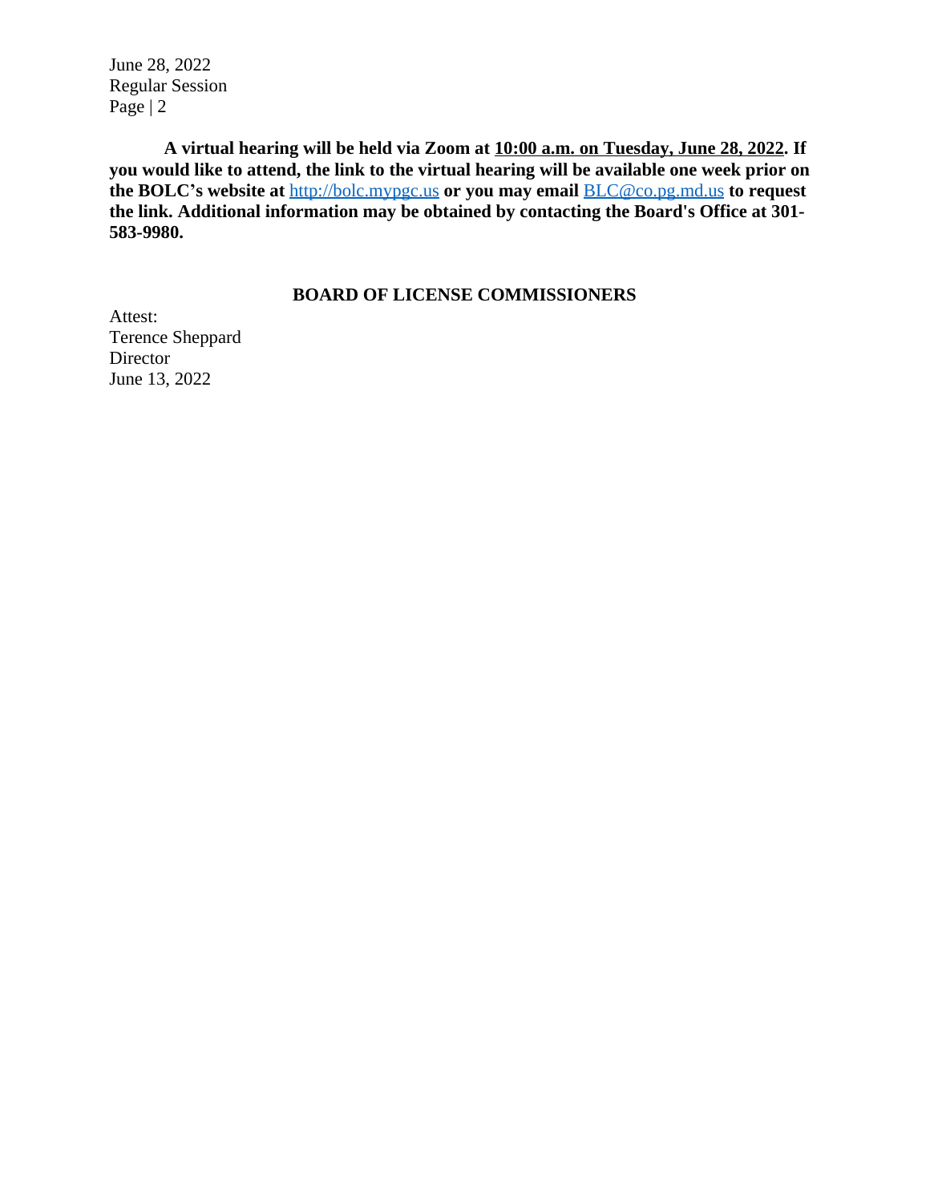**A virtual hearing will be held via Zoom at <u>10:00 a.m. on Tuesday, June 28, 2022</u>. If you would like to attend, the link to the virtual hearing will be available one week prior on the BOLC's website at [http://bolc.mypgc.us](http://bolc.mypgc.us) or you may email [BLC@co.pg.md.us](mailto:BLC@co.pg.md.us) to request the link. Additional information may be obtained by contacting the Board's Office at 301-583-9980.**

**BOARD OF LICENSE COMMISSIONERS**

Attest:
Terence Sheppard
Director
June 13, 2022